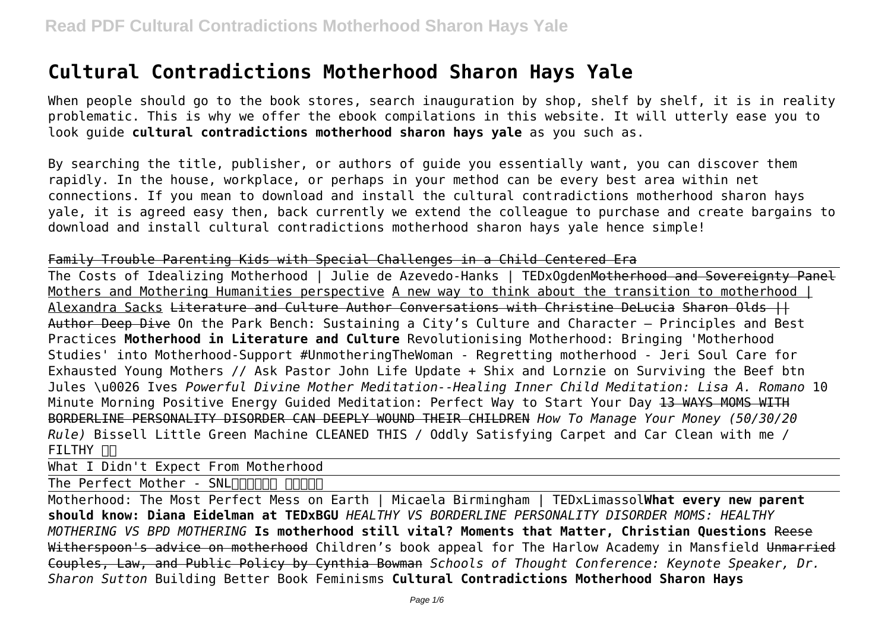# Cultural Contradictions Motherhood Sharon Hays Yale

When people should go to the book stores, search inauguration by shop, shelf by shelf, it is in reality problematic. This is why we offer the ebook compilations in this website. It will utterly ease you to look guide **cultural contradictions motherhood sharon hays yale** as you such as.

By searching the title, publisher, or authors of guide you essentially want, you can discover them rapidly. In the house, workplace, or perhaps in your method can be every best area within net connections. If you mean to download and install the cultural contradictions motherhood sharon hays yale, it is agreed easy then, back currently we extend the colleague to purchase and create bargains to download and install cultural contradictions motherhood sharon hays yale hence simple!

Family Trouble Parenting Kids with Special Challenges in a Child Centered Era

The Costs of Idealizing Motherhood | Julie de Azevedo-Hanks | TEDxOgden Motherhood and Sovereignty Panel Mothers and Mothering Humanities perspective A new way to think about the transition to motherhood | Alexandra Sacks Literature and Culture Author Conversations with Christine DeLucia Sharon Olds || Author Deep Dive On the Park Bench: Sustaining a City's Culture and Character – Principles and Best Practices **Motherhood in Literature and Culture** Revolutionising Motherhood: Bringing 'Motherhood Studies' into Motherhood-Support #UnmotheringTheWoman - Regretting motherhood - Jeri Soul Care for Exhausted Young Mothers // Ask Pastor John Life Update + Shix and Lornzie on Surviving the Beef btn Jules \u0026 Ives *Powerful Divine Mother Meditation--Healing Inner Child Meditation: Lisa A. Romano* 10 Minute Morning Positive Energy Guided Meditation: Perfect Way to Start Your Day 13 WAYS MOMS WITH BORDERLINE PERSONALITY DISORDER CAN DEEPLY WOUND THEIR CHILDREN *How To Manage Your Money (50/30/20 Rule)* Bissell Little Green Machine CLEANED THIS / Oddly Satisfying Carpet and Car Clean with me / FILTHY

What I Didn't Expect From Motherhood

The Perfect Mother - SNL

Motherhood: The Most Perfect Mess on Earth | Micaela Birmingham | TEDxLimassol **What every new parent should know: Diana Eidelman at TEDxBGU** *HEALTHY VS BORDERLINE PERSONALITY DISORDER MOMS: HEALTHY MOTHERING VS BPD MOTHERING* **Is motherhood still vital? Moments that Matter, Christian Questions** Reese Witherspoon's advice on motherhood Children's book appeal for The Harlow Academy in Mansfield Unmarried Couples, Law, and Public Policy by Cynthia Bowman *Schools of Thought Conference: Keynote Speaker, Dr. Sharon Sutton* Building Better Book Feminisms **Cultural Contradictions Motherhood Sharon Hays**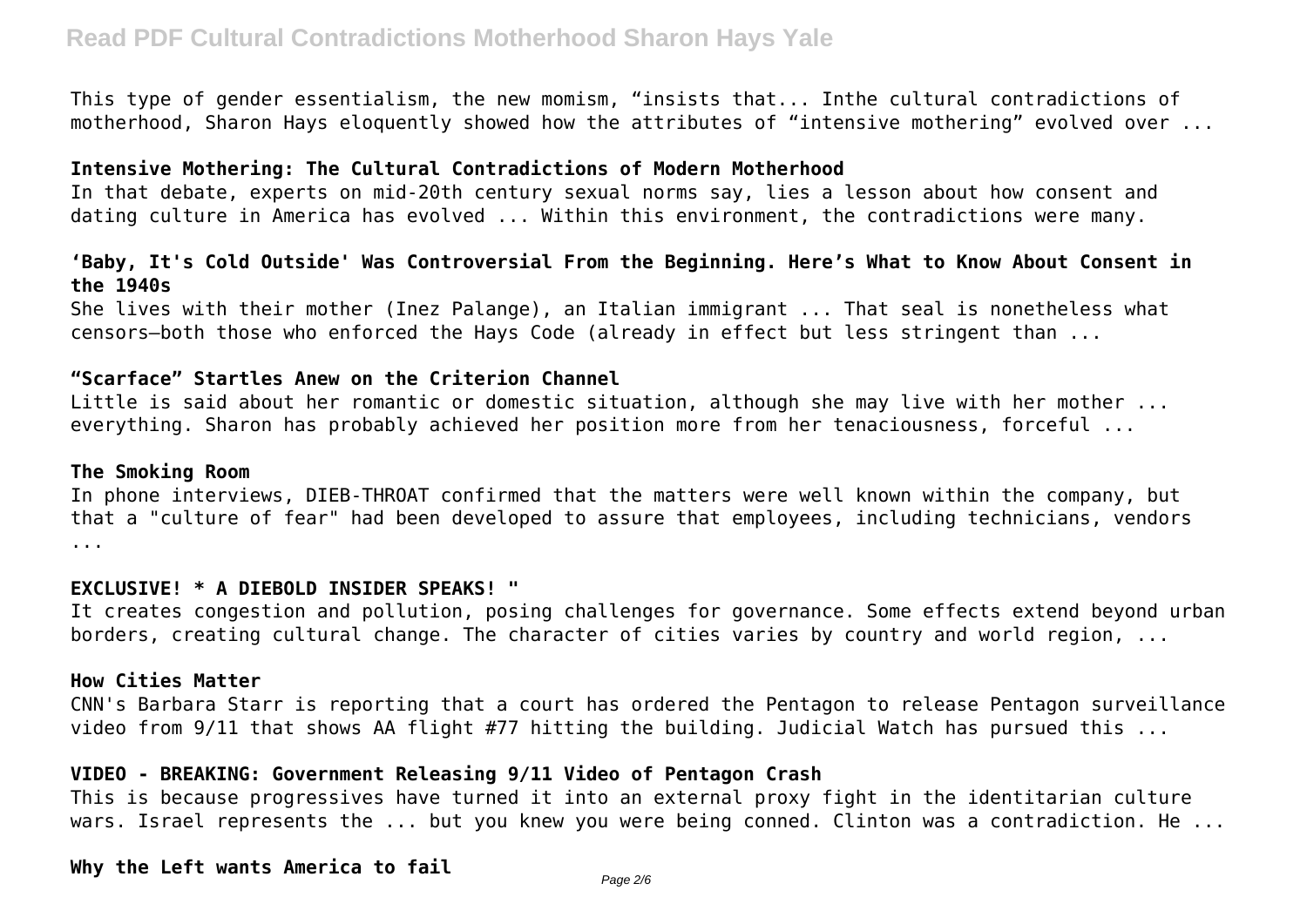This type of gender essentialism, the new momism, "insists that... Inthe cultural contradictions of motherhood, Sharon Hays eloquently showed how the attributes of "intensive mothering" evolved over ...

### Intensive Mothering: The Cultural Contradictions of Modern Motherhood

In that debate, experts on mid-20th century sexual norms say, lies a lesson about how consent and dating culture in America has evolved ... Within this environment, the contradictions were many.

### 'Baby, It's Cold Outside' Was Controversial From the Beginning. Here's What to Know About Consent in the 1940s

She lives with their mother (Inez Palange), an Italian immigrant ... That seal is nonetheless what censors—both those who enforced the Hays Code (already in effect but less stringent than ...

### "Scarface" Startles Anew on the Criterion Channel

Little is said about her romantic or domestic situation, although she may live with her mother ... everything. Sharon has probably achieved her position more from her tenaciousness, forceful ...

### The Smoking Room

In phone interviews, DIEB-THROAT confirmed that the matters were well known within the company, but that a "culture of fear" had been developed to assure that employees, including technicians, vendors ...

### EXCLUSIVE! * A DIEBOLD INSIDER SPEAKS! "

It creates congestion and pollution, posing challenges for governance. Some effects extend beyond urban borders, creating cultural change. The character of cities varies by country and world region, ...

### How Cities Matter

CNN's Barbara Starr is reporting that a court has ordered the Pentagon to release Pentagon surveillance video from 9/11 that shows AA flight #77 hitting the building. Judicial Watch has pursued this ...

### VIDEO - BREAKING: Government Releasing 9/11 Video of Pentagon Crash

This is because progressives have turned it into an external proxy fight in the identitarian culture wars. Israel represents the ... but you knew you were being conned. Clinton was a contradiction. He ...

### Why the Left wants America to fail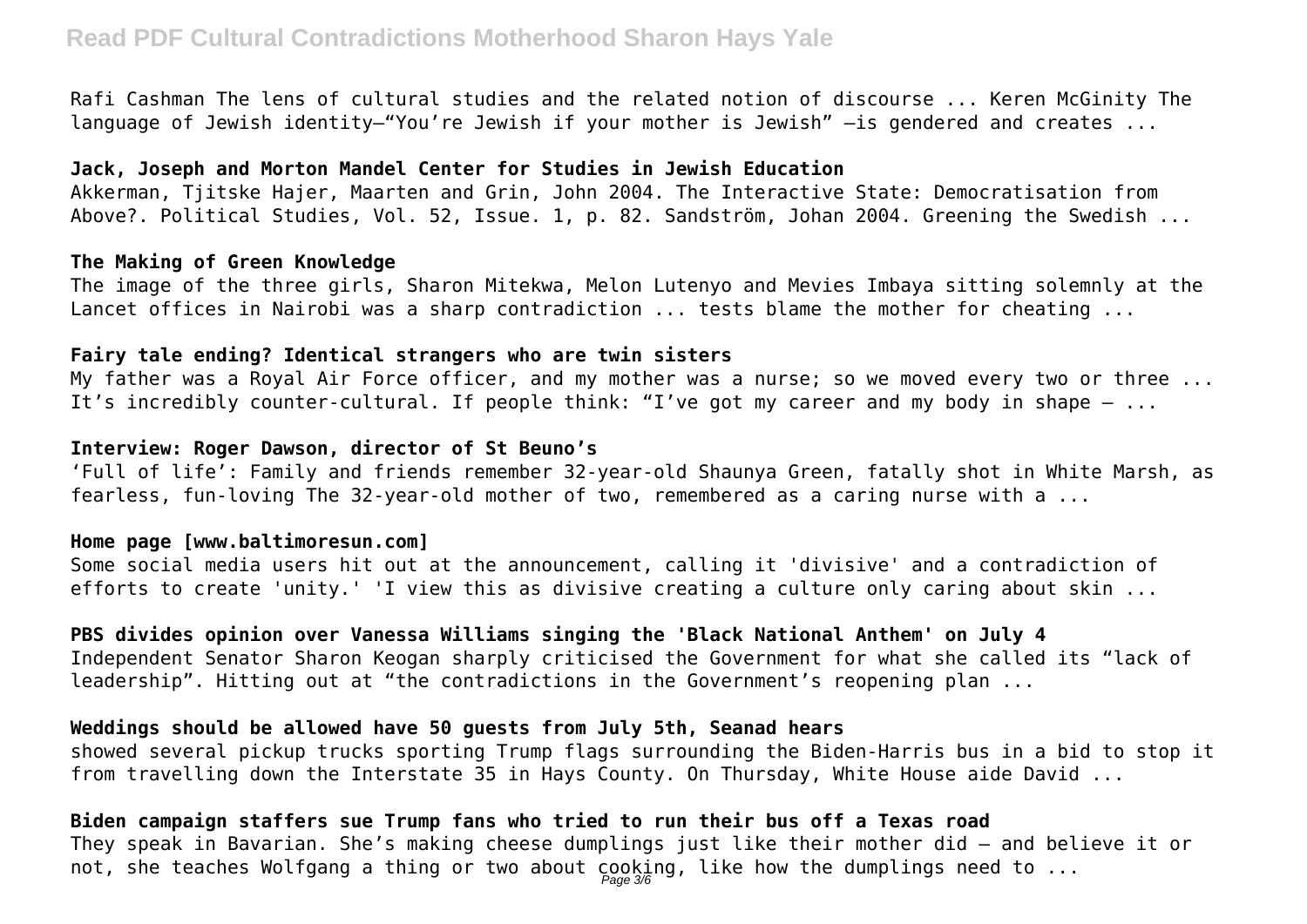Rafi Cashman The lens of cultural studies and the related notion of discourse ... Keren McGinity The language of Jewish identity—"You're Jewish if your mother is Jewish" —is gendered and creates ...

**Jack, Joseph and Morton Mandel Center for Studies in Jewish Education**

Akkerman, Tjitske Hajer, Maarten and Grin, John 2004. The Interactive State: Democratisation from Above?. Political Studies, Vol. 52, Issue. 1, p. 82. Sandström, Johan 2004. Greening the Swedish ...

**The Making of Green Knowledge**

The image of the three girls, Sharon Mitekwa, Melon Lutenyo and Mevies Imbaya sitting solemnly at the Lancet offices in Nairobi was a sharp contradiction ... tests blame the mother for cheating ...

**Fairy tale ending? Identical strangers who are twin sisters**

My father was a Royal Air Force officer, and my mother was a nurse; so we moved every two or three ... It's incredibly counter-cultural. If people think: "I've got my career and my body in shape — ...

**Interview: Roger Dawson, director of St Beuno's**

'Full of life': Family and friends remember 32-year-old Shaunya Green, fatally shot in White Marsh, as fearless, fun-loving The 32-year-old mother of two, remembered as a caring nurse with a ...

**Home page [www.baltimoresun.com]**

Some social media users hit out at the announcement, calling it 'divisive' and a contradiction of efforts to create 'unity.' 'I view this as divisive creating a culture only caring about skin ...

**PBS divides opinion over Vanessa Williams singing the 'Black National Anthem' on July 4**

Independent Senator Sharon Keogan sharply criticised the Government for what she called its "lack of leadership". Hitting out at "the contradictions in the Government's reopening plan ...

**Weddings should be allowed have 50 guests from July 5th, Seanad hears**

showed several pickup trucks sporting Trump flags surrounding the Biden-Harris bus in a bid to stop it from travelling down the Interstate 35 in Hays County. On Thursday, White House aide David ...

**Biden campaign staffers sue Trump fans who tried to run their bus off a Texas road**

They speak in Bavarian. She's making cheese dumplings just like their mother did — and believe it or not, she teaches Wolfgang a thing or two about cooking, like how the dumplings need to ...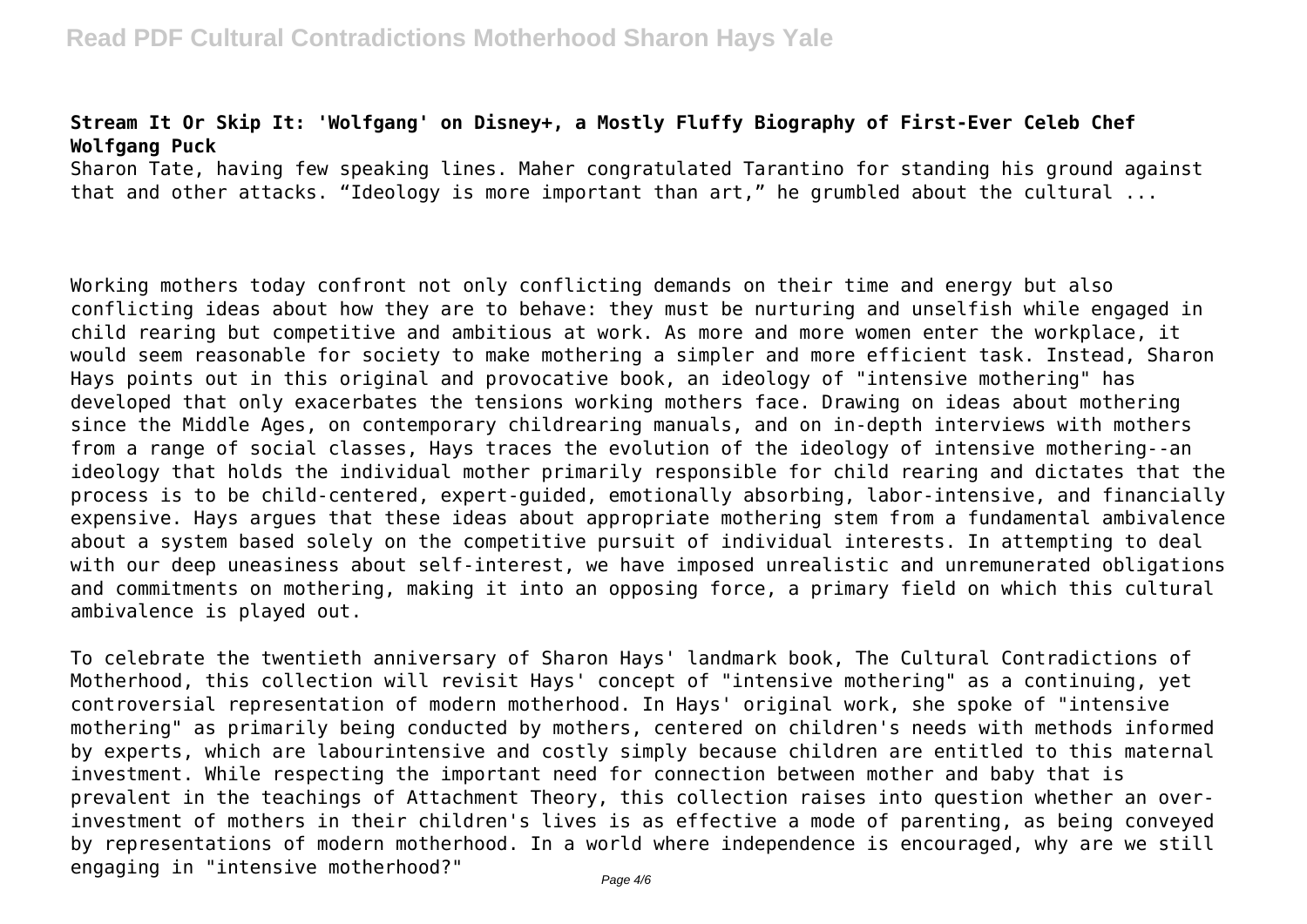**Stream It Or Skip It: 'Wolfgang' on Disney+, a Mostly Fluffy Biography of First-Ever Celeb Chef Wolfgang Puck**

Sharon Tate, having few speaking lines. Maher congratulated Tarantino for standing his ground against that and other attacks. "Ideology is more important than art," he grumbled about the cultural ...

Working mothers today confront not only conflicting demands on their time and energy but also conflicting ideas about how they are to behave: they must be nurturing and unselfish while engaged in child rearing but competitive and ambitious at work. As more and more women enter the workplace, it would seem reasonable for society to make mothering a simpler and more efficient task. Instead, Sharon Hays points out in this original and provocative book, an ideology of "intensive mothering" has developed that only exacerbates the tensions working mothers face. Drawing on ideas about mothering since the Middle Ages, on contemporary childrearing manuals, and on in-depth interviews with mothers from a range of social classes, Hays traces the evolution of the ideology of intensive mothering--an ideology that holds the individual mother primarily responsible for child rearing and dictates that the process is to be child-centered, expert-guided, emotionally absorbing, labor-intensive, and financially expensive. Hays argues that these ideas about appropriate mothering stem from a fundamental ambivalence about a system based solely on the competitive pursuit of individual interests. In attempting to deal with our deep uneasiness about self-interest, we have imposed unrealistic and unremunerated obligations and commitments on mothering, making it into an opposing force, a primary field on which this cultural ambivalence is played out.

To celebrate the twentieth anniversary of Sharon Hays' landmark book, The Cultural Contradictions of Motherhood, this collection will revisit Hays' concept of "intensive mothering" as a continuing, yet controversial representation of modern motherhood. In Hays' original work, she spoke of "intensive mothering" as primarily being conducted by mothers, centered on children's needs with methods informed by experts, which are labourintensive and costly simply because children are entitled to this maternal investment. While respecting the important need for connection between mother and baby that is prevalent in the teachings of Attachment Theory, this collection raises into question whether an over-investment of mothers in their children's lives is as effective a mode of parenting, as being conveyed by representations of modern motherhood. In a world where independence is encouraged, why are we still engaging in "intensive motherhood?"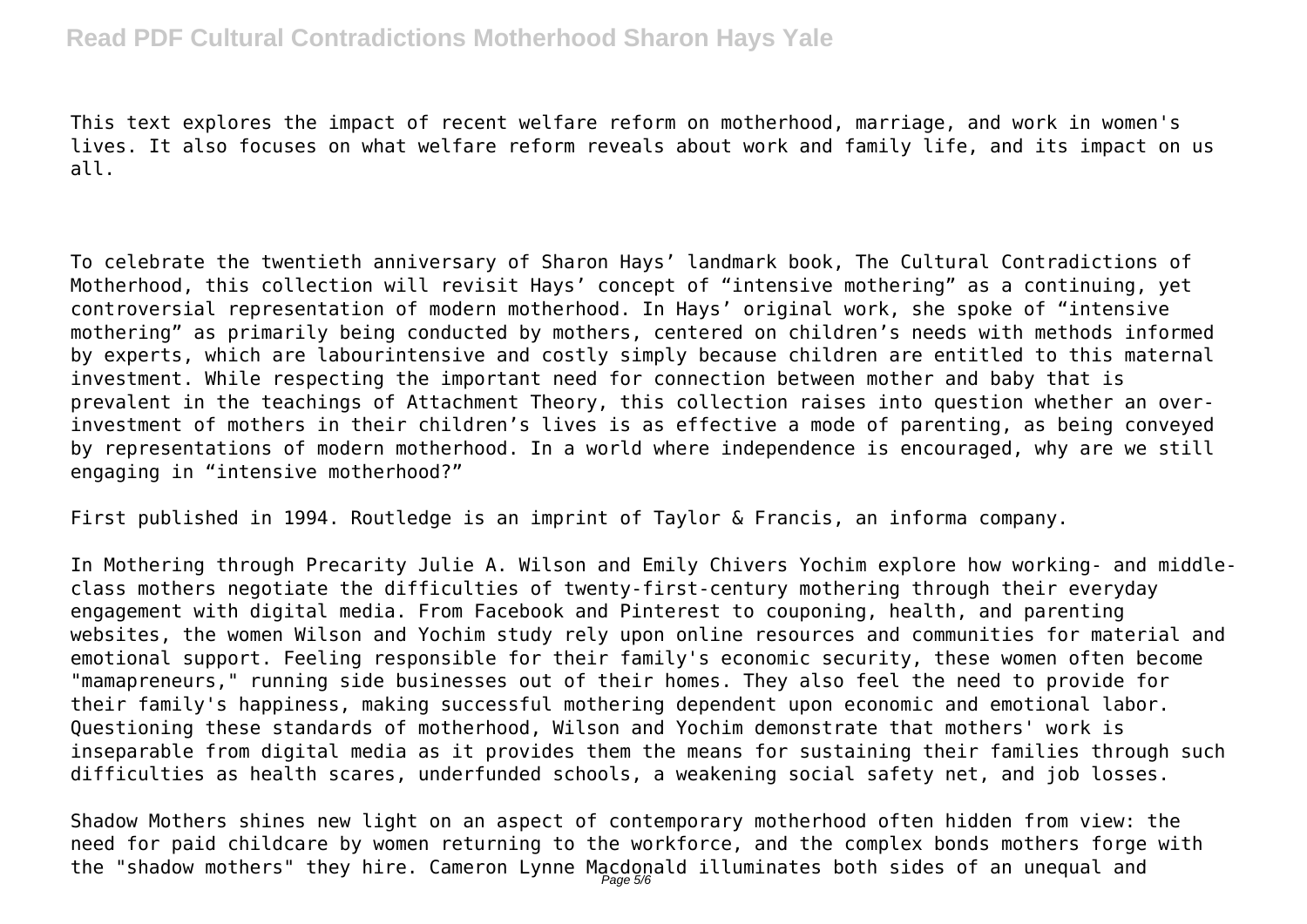This text explores the impact of recent welfare reform on motherhood, marriage, and work in women's lives. It also focuses on what welfare reform reveals about work and family life, and its impact on us all.

To celebrate the twentieth anniversary of Sharon Hays' landmark book, The Cultural Contradictions of Motherhood, this collection will revisit Hays' concept of "intensive mothering" as a continuing, yet controversial representation of modern motherhood. In Hays' original work, she spoke of "intensive mothering" as primarily being conducted by mothers, centered on children's needs with methods informed by experts, which are labourintensive and costly simply because children are entitled to this maternal investment. While respecting the important need for connection between mother and baby that is prevalent in the teachings of Attachment Theory, this collection raises into question whether an over-investment of mothers in their children's lives is as effective a mode of parenting, as being conveyed by representations of modern motherhood. In a world where independence is encouraged, why are we still engaging in "intensive motherhood?"

First published in 1994. Routledge is an imprint of Taylor & Francis, an informa company.

In Mothering through Precarity Julie A. Wilson and Emily Chivers Yochim explore how working- and middle-class mothers negotiate the difficulties of twenty-first-century mothering through their everyday engagement with digital media. From Facebook and Pinterest to couponing, health, and parenting websites, the women Wilson and Yochim study rely upon online resources and communities for material and emotional support. Feeling responsible for their family's economic security, these women often become "mamapreneurs," running side businesses out of their homes. They also feel the need to provide for their family's happiness, making successful mothering dependent upon economic and emotional labor. Questioning these standards of motherhood, Wilson and Yochim demonstrate that mothers' work is inseparable from digital media as it provides them the means for sustaining their families through such difficulties as health scares, underfunded schools, a weakening social safety net, and job losses.

Shadow Mothers shines new light on an aspect of contemporary motherhood often hidden from view: the need for paid childcare by women returning to the workforce, and the complex bonds mothers forge with the "shadow mothers" they hire. Cameron Lynne Macdonald illuminates both sides of an unequal and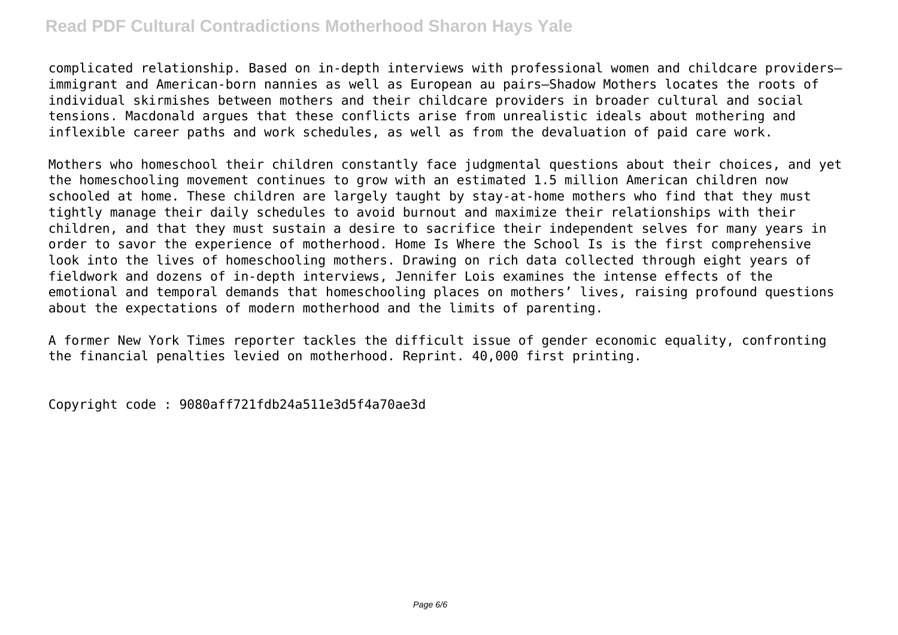complicated relationship. Based on in-depth interviews with professional women and childcare providers—immigrant and American-born nannies as well as European au pairs—Shadow Mothers locates the roots of individual skirmishes between mothers and their childcare providers in broader cultural and social tensions. Macdonald argues that these conflicts arise from unrealistic ideals about mothering and inflexible career paths and work schedules, as well as from the devaluation of paid care work.

Mothers who homeschool their children constantly face judgmental questions about their choices, and yet the homeschooling movement continues to grow with an estimated 1.5 million American children now schooled at home. These children are largely taught by stay-at-home mothers who find that they must tightly manage their daily schedules to avoid burnout and maximize their relationships with their children, and that they must sustain a desire to sacrifice their independent selves for many years in order to savor the experience of motherhood. Home Is Where the School Is is the first comprehensive look into the lives of homeschooling mothers. Drawing on rich data collected through eight years of fieldwork and dozens of in-depth interviews, Jennifer Lois examines the intense effects of the emotional and temporal demands that homeschooling places on mothers' lives, raising profound questions about the expectations of modern motherhood and the limits of parenting.

A former New York Times reporter tackles the difficult issue of gender economic equality, confronting the financial penalties levied on motherhood. Reprint. 40,000 first printing.

Copyright code : 9080aff721fdb24a511e3d5f4a70ae3d